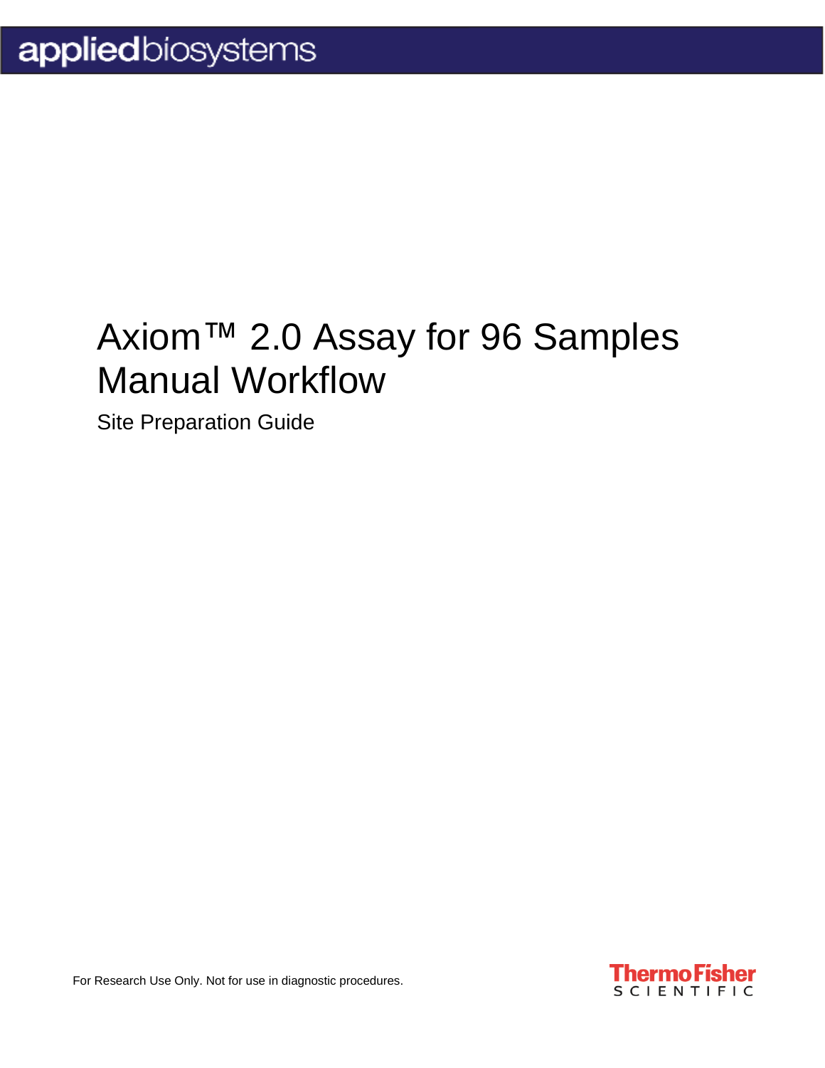applied biosystems

# Axiom™ 2.0 Assay for 96 Samples Manual Workflow

Site Preparation Guide

For Research Use Only. Not for use in diagnostic procedures.

Thermo Fisher SCIENTIFIC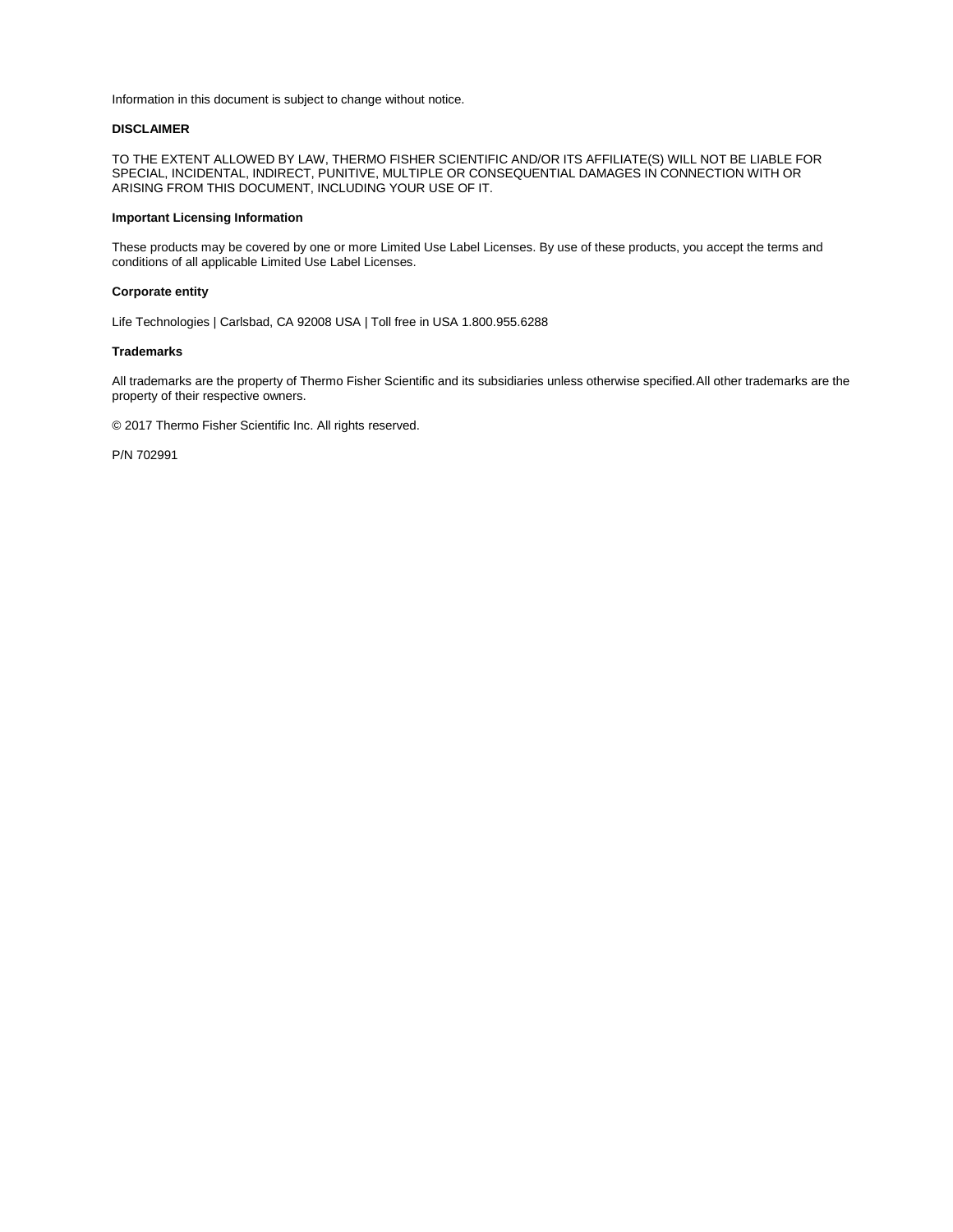Information in this document is subject to change without notice.

**DISCLAIMER**

TO THE EXTENT ALLOWED BY LAW, THERMO FISHER SCIENTIFIC AND/OR ITS AFFILIATE(S) WILL NOT BE LIABLE FOR SPECIAL, INCIDENTAL, INDIRECT, PUNITIVE, MULTIPLE OR CONSEQUENTIAL DAMAGES IN CONNECTION WITH OR ARISING FROM THIS DOCUMENT, INCLUDING YOUR USE OF IT.

**Important Licensing Information**

These products may be covered by one or more Limited Use Label Licenses. By use of these products, you accept the terms and conditions of all applicable Limited Use Label Licenses.

**Corporate entity**

Life Technologies | Carlsbad, CA 92008 USA | Toll free in USA 1.800.955.6288

**Trademarks**

All trademarks are the property of Thermo Fisher Scientific and its subsidiaries unless otherwise specified.All other trademarks are the property of their respective owners.

© 2017 Thermo Fisher Scientific Inc. All rights reserved.

P/N 702991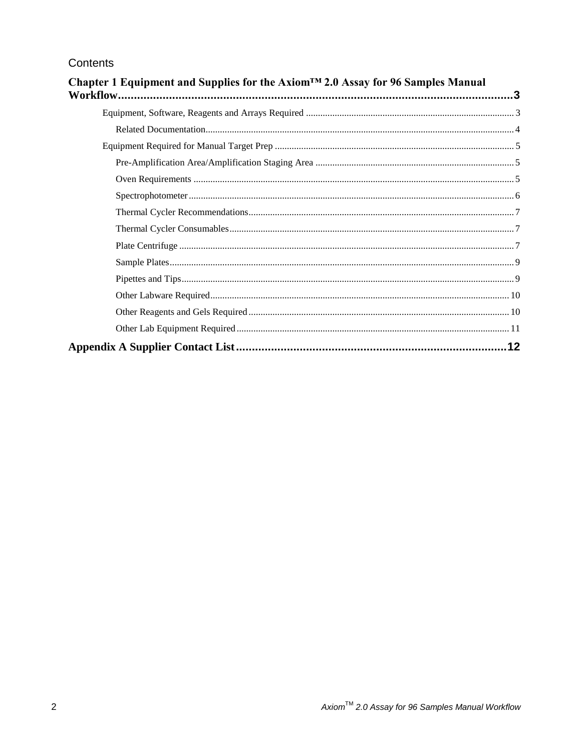Contents

**Chapter 1 Equipment and Supplies for the Axiom™ 2.0 Assay for 96 Samples Manual Workflow.......3**

- Equipment, Software, Reagents and Arrays Required ....... 3
  - Related Documentation....... 4
- Equipment Required for Manual Target Prep ....... 5
  - Pre-Amplification Area/Amplification Staging Area ....... 5
  - Oven Requirements ....... 5
  - Spectrophotometer....... 6
  - Thermal Cycler Recommendations....... 7
  - Thermal Cycler Consumables....... 7
  - Plate Centrifuge ....... 7
  - Sample Plates....... 9
  - Pipettes and Tips....... 9
  - Other Labware Required....... 10
  - Other Reagents and Gels Required....... 10
  - Other Lab Equipment Required....... 11

**Appendix A Supplier Contact List.......12**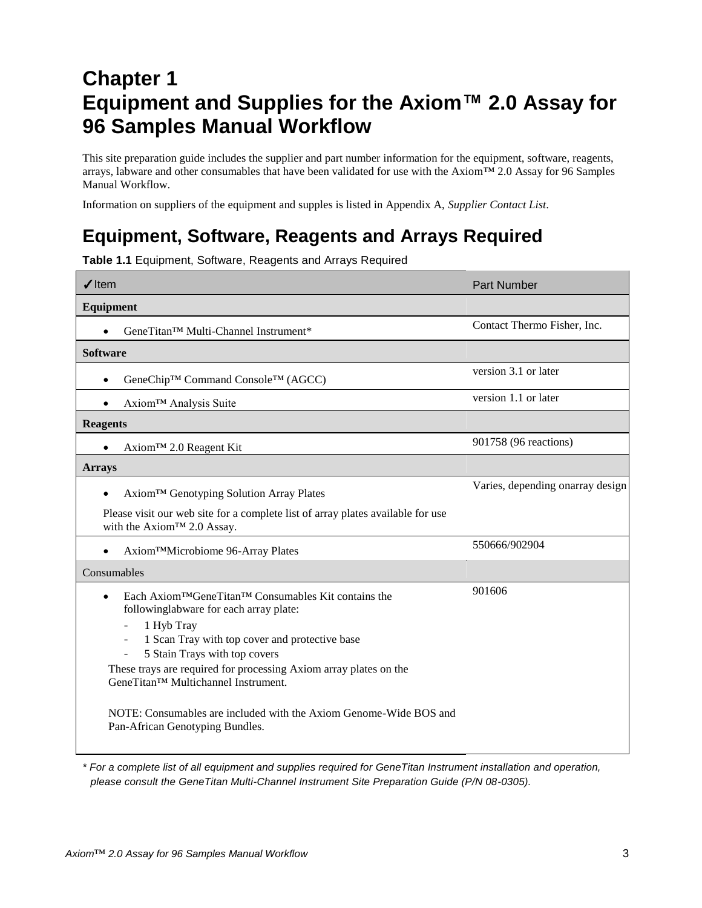# Chapter 1
# Equipment and Supplies for the Axiom™ 2.0 Assay for 96 Samples Manual Workflow

This site preparation guide includes the supplier and part number information for the equipment, software, reagents, arrays, labware and other consumables that have been validated for use with the Axiom™ 2.0 Assay for 96 Samples Manual Workflow.

Information on suppliers of the equipment and supples is listed in Appendix A, *Supplier Contact List*.

## Equipment, Software, Reagents and Arrays Required

**Table 1.1** Equipment, Software, Reagents and Arrays Required

| ✓Item | Part Number |
|---|---|
| **Equipment** | |
| • GeneTitan™ Multi-Channel Instrument* | Contact Thermo Fisher, Inc. |
| **Software** | |
| • GeneChip™ Command Console™ (AGCC) | version 3.1 or later |
| • Axiom™ Analysis Suite | version 1.1 or later |
| **Reagents** | |
| • Axiom™ 2.0 Reagent Kit | 901758 (96 reactions) |
| **Arrays** | |
| • Axiom™ Genotyping Solution Array Plates<br>Please visit our web site for a complete list of array plates available for use with the Axiom™ 2.0 Assay. | Varies, depending onarray design |
| • Axiom™Microbiome 96-Array Plates | 550666/902904 |
| Consumables | |
| • Each Axiom™GeneTitan™ Consumables Kit contains the followinglabware for each array plate:<br>- 1 Hyb Tray<br>- 1 Scan Tray with top cover and protective base<br>- 5 Stain Trays with top covers<br>These trays are required for processing Axiom array plates on the GeneTitan™ Multichannel Instrument.<br><br>NOTE: Consumables are included with the Axiom Genome-Wide BOS and Pan-African Genotyping Bundles. | 901606 |

*\* For a complete list of all equipment and supplies required for GeneTitan Instrument installation and operation, please consult the GeneTitan Multi-Channel Instrument Site Preparation Guide (P/N 08-0305).*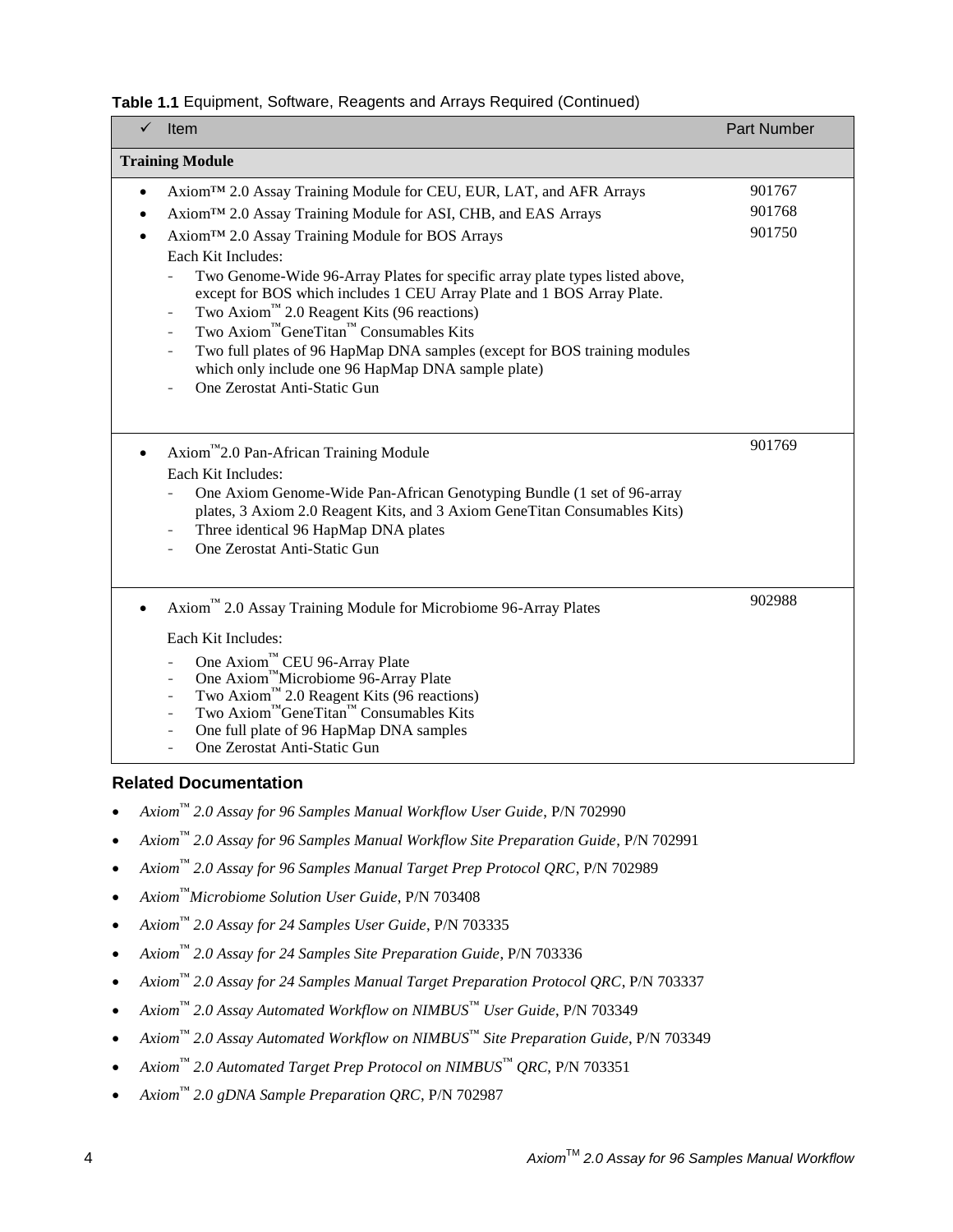**Table 1.1** Equipment, Software, Reagents and Arrays Required (Continued)

| ✓ Item | Part Number |
|---|---|
| **Training Module** | |
| • Axiom™ 2.0 Assay Training Module for CEU, EUR, LAT, and AFR Arrays<br>• Axiom™ 2.0 Assay Training Module for ASI, CHB, and EAS Arrays<br>• Axiom™ 2.0 Assay Training Module for BOS Arrays<br>Each Kit Includes:<br>- Two Genome-Wide 96-Array Plates for specific array plate types listed above, except for BOS which includes 1 CEU Array Plate and 1 BOS Array Plate.<br>- Two Axiom™ 2.0 Reagent Kits (96 reactions)<br>- Two Axiom™ GeneTitan™ Consumables Kits<br>- Two full plates of 96 HapMap DNA samples (except for BOS training modules which only include one 96 HapMap DNA sample plate)<br>- One Zerostat Anti-Static Gun | 901767<br>901768<br>901750 |
| • Axiom™ 2.0 Pan-African Training Module<br>Each Kit Includes:<br>- One Axiom Genome-Wide Pan-African Genotyping Bundle (1 set of 96-array plates, 3 Axiom 2.0 Reagent Kits, and 3 Axiom GeneTitan Consumables Kits)<br>- Three identical 96 HapMap DNA plates<br>- One Zerostat Anti-Static Gun | 901769 |
| • Axiom™ 2.0 Assay Training Module for Microbiome 96-Array Plates<br>Each Kit Includes:<br>- One Axiom™ CEU 96-Array Plate<br>- One Axiom™ Microbiome 96-Array Plate<br>- Two Axiom™ 2.0 Reagent Kits (96 reactions)<br>- Two Axiom™ GeneTitan™ Consumables Kits<br>- One full plate of 96 HapMap DNA samples<br>- One Zerostat Anti-Static Gun | 902988 |

## Related Documentation

- *Axiom™ 2.0 Assay for 96 Samples Manual Workflow User Guide*, P/N 702990
- *Axiom™ 2.0 Assay for 96 Samples Manual Workflow Site Preparation Guide*, P/N 702991
- *Axiom™ 2.0 Assay for 96 Samples Manual Target Prep Protocol QRC*, P/N 702989
- *Axiom™ Microbiome Solution User Guide*, P/N 703408
- *Axiom™ 2.0 Assay for 24 Samples User Guide*, P/N 703335
- *Axiom™ 2.0 Assay for 24 Samples Site Preparation Guide*, P/N 703336
- *Axiom™ 2.0 Assay for 24 Samples Manual Target Preparation Protocol QRC*, P/N 703337
- *Axiom™ 2.0 Assay Automated Workflow on NIMBUS™ User Guide*, P/N 703349
- *Axiom™ 2.0 Assay Automated Workflow on NIMBUS™ Site Preparation Guide*, P/N 703349
- *Axiom™ 2.0 Automated Target Prep Protocol on NIMBUS™ QRC*, P/N 703351
- *Axiom™ 2.0 gDNA Sample Preparation QRC*, P/N 702987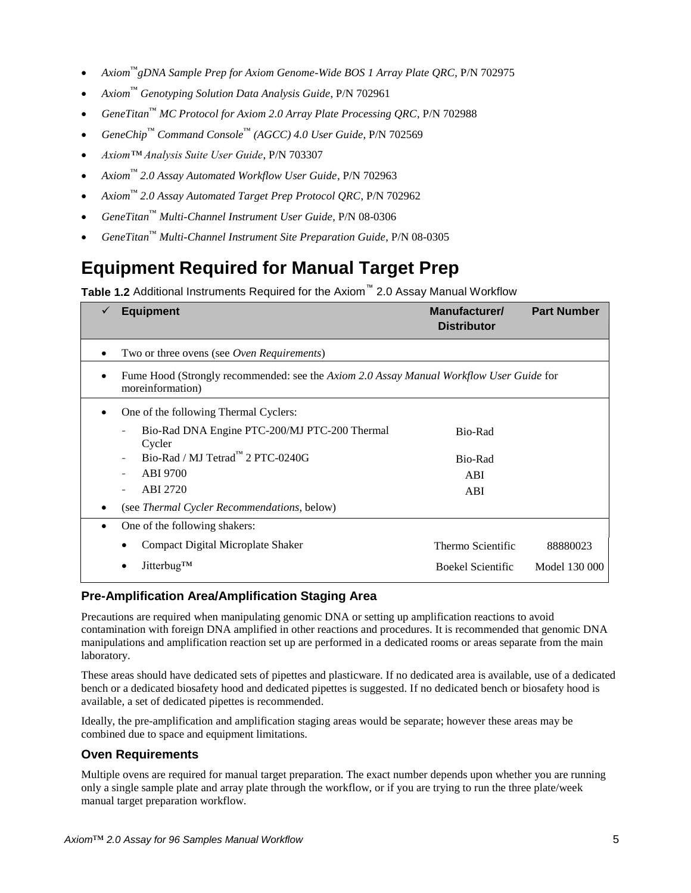- *Axiom™gDNA Sample Prep for Axiom Genome-Wide BOS 1 Array Plate QRC*, P/N 702975
- *Axiom™ Genotyping Solution Data Analysis Guide*, P/N 702961
- *GeneTitan™ MC Protocol for Axiom 2.0 Array Plate Processing QRC*, P/N 702988
- *GeneChip™ Command Console™ (AGCC) 4.0 User Guide*, P/N 702569
- *Axiom™ Analysis Suite User Guide*, P/N 703307
- *Axiom™ 2.0 Assay Automated Workflow User Guide*, P/N 702963
- *Axiom™ 2.0 Assay Automated Target Prep Protocol QRC*, P/N 702962
- *GeneTitan™ Multi-Channel Instrument User Guide*, P/N 08-0306
- *GeneTitan™ Multi-Channel Instrument Site Preparation Guide*, P/N 08-0305

# Equipment Required for Manual Target Prep

**Table 1.2** Additional Instruments Required for the Axiom™ 2.0 Assay Manual Workflow

| ✓ | Equipment | Manufacturer/ Distributor | Part Number |
|---|---|---|---|
| • | Two or three ovens (see *Oven Requirements*) | | |
| • | Fume Hood (Strongly recommended: see the *Axiom 2.0 Assay Manual Workflow User Guide* for moreinformation) | | |
| • | One of the following Thermal Cyclers: | | |
| | - Bio-Rad DNA Engine PTC-200/MJ PTC-200 Thermal Cycler | Bio-Rad | |
| | - Bio-Rad / MJ Tetrad™ 2 PTC-0240G | Bio-Rad | |
| | - ABI 9700 | ABI | |
| | - ABI 2720 | ABI | |
| • | (see *Thermal Cycler Recommendations,* below) | | |
| • | One of the following shakers: | | |
| | • Compact Digital Microplate Shaker | Thermo Scientific | 88880023 |
| | • Jitterbug™ | Boekel Scientific | Model 130 000 |

### Pre-Amplification Area/Amplification Staging Area

Precautions are required when manipulating genomic DNA or setting up amplification reactions to avoid contamination with foreign DNA amplified in other reactions and procedures. It is recommended that genomic DNA manipulations and amplification reaction set up are performed in a dedicated rooms or areas separate from the main laboratory.

These areas should have dedicated sets of pipettes and plasticware. If no dedicated area is available, use of a dedicated bench or a dedicated biosafety hood and dedicated pipettes is suggested. If no dedicated bench or biosafety hood is available, a set of dedicated pipettes is recommended.

Ideally, the pre-amplification and amplification staging areas would be separate; however these areas may be combined due to space and equipment limitations.

### Oven Requirements

Multiple ovens are required for manual target preparation. The exact number depends upon whether you are running only a single sample plate and array plate through the workflow, or if you are trying to run the three plate/week manual target preparation workflow.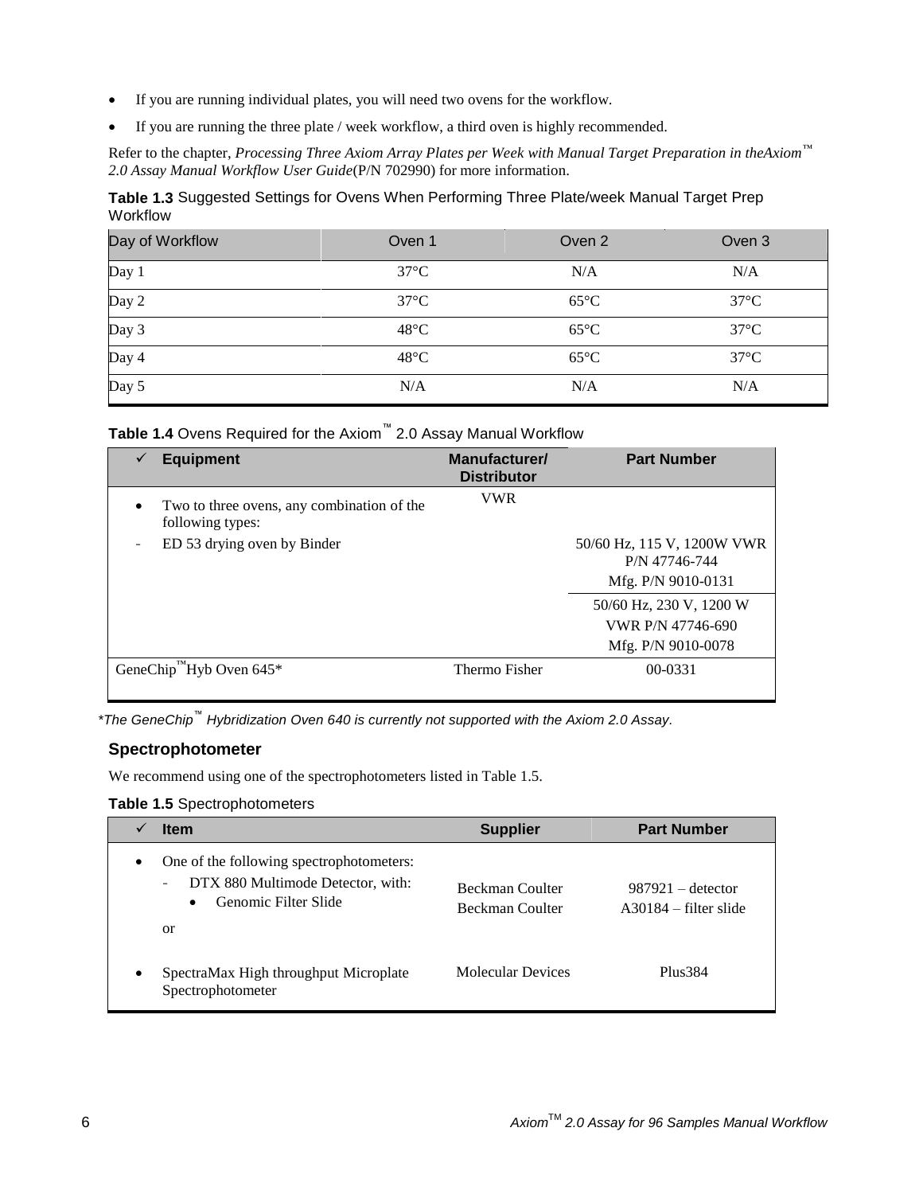- If you are running individual plates, you will need two ovens for the workflow.
- If you are running the three plate / week workflow, a third oven is highly recommended.

Refer to the chapter, *Processing Three Axiom Array Plates per Week with Manual Target Preparation in theAxiom™ 2.0 Assay Manual Workflow User Guide*(P/N 702990) for more information.

**Table 1.3** Suggested Settings for Ovens When Performing Three Plate/week Manual Target Prep Workflow

| Day of Workflow | Oven 1 | Oven 2 | Oven 3 |
|---|---|---|---|
| Day 1 | 37°C | N/A | N/A |
| Day 2 | 37°C | 65°C | 37°C |
| Day 3 | 48°C | 65°C | 37°C |
| Day 4 | 48°C | 65°C | 37°C |
| Day 5 | N/A | N/A | N/A |

**Table 1.4** Ovens Required for the Axiom™ 2.0 Assay Manual Workflow

| ✓ | Equipment | Manufacturer/ Distributor | Part Number |
|---|---|---|---|
| • | Two to three ovens, any combination of the following types: | VWR | |
| - | ED 53 drying oven by Binder | | 50/60 Hz, 115 V, 1200W VWR P/N 47746-744<br>Mfg. P/N 9010-0131 |
| | | | 50/60 Hz, 230 V, 1200 W<br>VWR P/N 47746-690<br>Mfg. P/N 9010-0078 |
| GeneChip™Hyb Oven 645* | | Thermo Fisher | 00-0331 |

*\*The GeneChip™ Hybridization Oven 640 is currently not supported with the Axiom 2.0 Assay.*

### Spectrophotometer

We recommend using one of the spectrophotometers listed in Table 1.5.

**Table 1.5** Spectrophotometers

| ✓ | Item | Supplier | Part Number |
|---|---|---|---|
| • | One of the following spectrophotometers:<br>- DTX 880 Multimode Detector, with:<br>• Genomic Filter Slide<br>or | Beckman Coulter<br>Beckman Coulter | 987921 – detector<br>A30184 – filter slide |
| • | SpectraMax High throughput Microplate Spectrophotometer | Molecular Devices | Plus384 |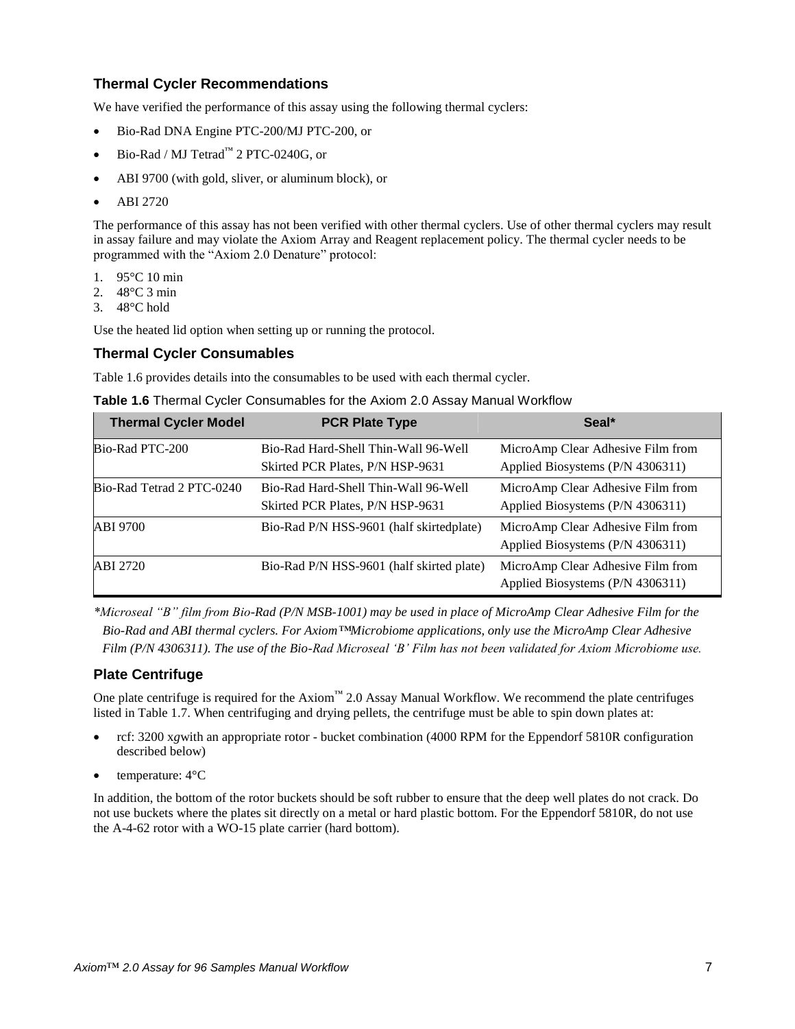### Thermal Cycler Recommendations

We have verified the performance of this assay using the following thermal cyclers:

- Bio-Rad DNA Engine PTC-200/MJ PTC-200, or
- Bio-Rad / MJ Tetrad™ 2 PTC-0240G, or
- ABI 9700 (with gold, sliver, or aluminum block), or
- ABI 2720

The performance of this assay has not been verified with other thermal cyclers. Use of other thermal cyclers may result in assay failure and may violate the Axiom Array and Reagent replacement policy. The thermal cycler needs to be programmed with the "Axiom 2.0 Denature" protocol:

1. 95°C 10 min
2. 48°C 3 min
3. 48°C hold

Use the heated lid option when setting up or running the protocol.

### Thermal Cycler Consumables

Table 1.6 provides details into the consumables to be used with each thermal cycler.

**Table 1.6** Thermal Cycler Consumables for the Axiom 2.0 Assay Manual Workflow

| Thermal Cycler Model | PCR Plate Type | Seal* |
|---|---|---|
| Bio-Rad PTC-200 | Bio-Rad Hard-Shell Thin-Wall 96-Well Skirted PCR Plates, P/N HSP-9631 | MicroAmp Clear Adhesive Film from Applied Biosystems (P/N 4306311) |
| Bio-Rad Tetrad 2 PTC-0240 | Bio-Rad Hard-Shell Thin-Wall 96-Well Skirted PCR Plates, P/N HSP-9631 | MicroAmp Clear Adhesive Film from Applied Biosystems (P/N 4306311) |
| ABI 9700 | Bio-Rad P/N HSS-9601 (half skirtedplate) | MicroAmp Clear Adhesive Film from Applied Biosystems (P/N 4306311) |
| ABI 2720 | Bio-Rad P/N HSS-9601 (half skirted plate) | MicroAmp Clear Adhesive Film from Applied Biosystems (P/N 4306311) |

*\*Microseal "B" film from Bio-Rad (P/N MSB-1001) may be used in place of MicroAmp Clear Adhesive Film for the Bio-Rad and ABI thermal cyclers. For Axiom™Microbiome applications, only use the MicroAmp Clear Adhesive Film (P/N 4306311). The use of the Bio-Rad Microseal 'B' Film has not been validated for Axiom Microbiome use.*

### Plate Centrifuge

One plate centrifuge is required for the Axiom™ 2.0 Assay Manual Workflow. We recommend the plate centrifuges listed in Table 1.7. When centrifuging and drying pellets, the centrifuge must be able to spin down plates at:

- rcf: 3200 x*g*with an appropriate rotor - bucket combination (4000 RPM for the Eppendorf 5810R configuration described below)
- temperature: 4°C

In addition, the bottom of the rotor buckets should be soft rubber to ensure that the deep well plates do not crack. Do not use buckets where the plates sit directly on a metal or hard plastic bottom. For the Eppendorf 5810R, do not use the A-4-62 rotor with a WO-15 plate carrier (hard bottom).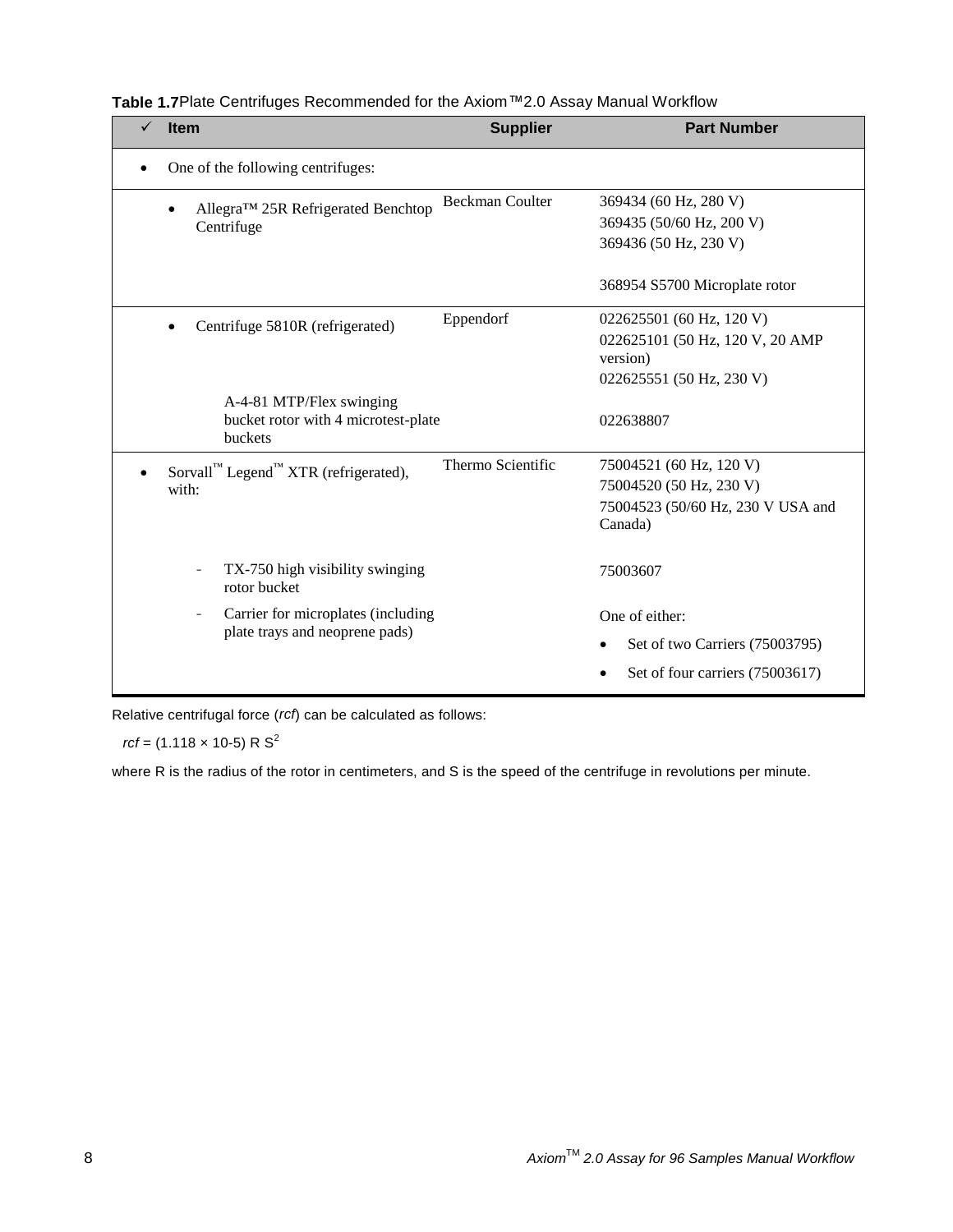**Table 1.7** Plate Centrifuges Recommended for the Axiom™2.0 Assay Manual Workflow

| ✓ | Item | Supplier | Part Number |
|---|---|---|---|
| • | One of the following centrifuges: | | |
| | • Allegra™ 25R Refrigerated Benchtop Centrifuge | Beckman Coulter | 369434 (60 Hz, 280 V)<br>369435 (50/60 Hz, 200 V)<br>369436 (50 Hz, 230 V)<br><br>368954 S5700 Microplate rotor |
| | • Centrifuge 5810R (refrigerated)<br><br>A-4-81 MTP/Flex swinging bucket rotor with 4 microtest-plate buckets | Eppendorf | 022625501 (60 Hz, 120 V)<br>022625101 (50 Hz, 120 V, 20 AMP version)<br>022625551 (50 Hz, 230 V)<br><br>022638807 |
| • | Sorvall™ Legend™ XTR (refrigerated), with:<br><br>- TX-750 high visibility swinging rotor bucket<br>- Carrier for microplates (including plate trays and neoprene pads) | Thermo Scientific | 75004521 (60 Hz, 120 V)<br>75004520 (50 Hz, 230 V)<br>75004523 (50/60 Hz, 230 V USA and Canada)<br><br>75003607<br><br>One of either:<br>• Set of two Carriers (75003795)<br>• Set of four carriers (75003617) |

Relative centrifugal force (*rcf*) can be calculated as follows:

$rcf = (1.118 \times 10\text{-}5)\ R\ S^2$

where R is the radius of the rotor in centimeters, and S is the speed of the centrifuge in revolutions per minute.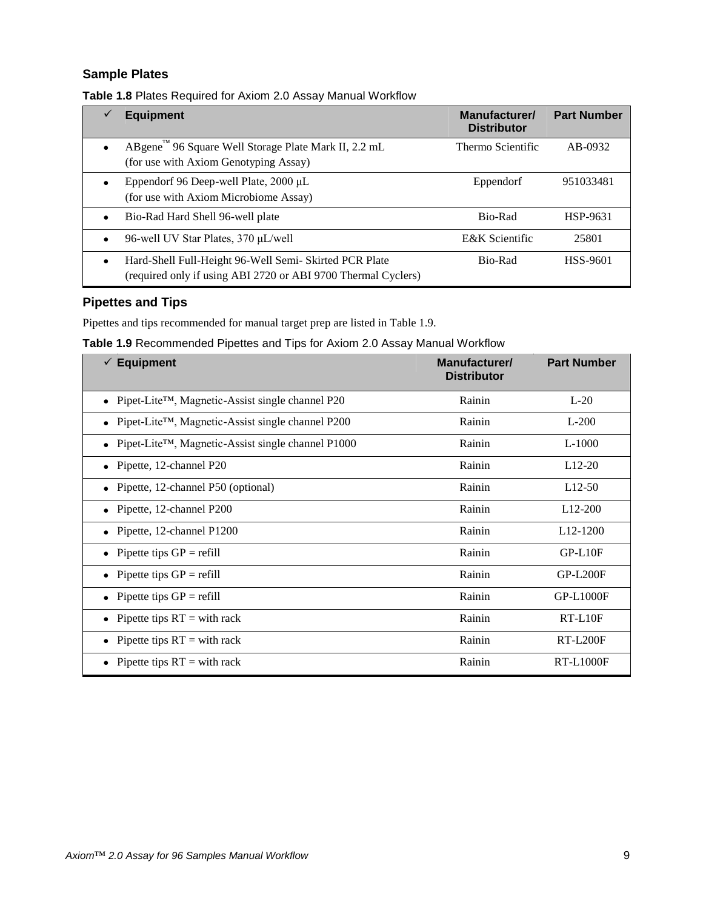### Sample Plates

**Table 1.8** Plates Required for Axiom 2.0 Assay Manual Workflow

| ✓ | Equipment | Manufacturer/ Distributor | Part Number |
|---|---|---|---|
| • | ABgene™ 96 Square Well Storage Plate Mark II, 2.2 mL (for use with Axiom Genotyping Assay) | Thermo Scientific | AB-0932 |
| • | Eppendorf 96 Deep-well Plate, 2000 µL (for use with Axiom Microbiome Assay) | Eppendorf | 951033481 |
| • | Bio-Rad Hard Shell 96-well plate | Bio-Rad | HSP-9631 |
| • | 96-well UV Star Plates, 370 µL/well | E&K Scientific | 25801 |
| • | Hard-Shell Full-Height 96-Well Semi- Skirted PCR Plate (required only if using ABI 2720 or ABI 9700 Thermal Cyclers) | Bio-Rad | HSS-9601 |

### Pipettes and Tips

Pipettes and tips recommended for manual target prep are listed in Table 1.9.

**Table 1.9** Recommended Pipettes and Tips for Axiom 2.0 Assay Manual Workflow

| ✓ Equipment | Manufacturer/ Distributor | Part Number |
|---|---|---|
| • Pipet-Lite™, Magnetic-Assist single channel P20 | Rainin | L-20 |
| • Pipet-Lite™, Magnetic-Assist single channel P200 | Rainin | L-200 |
| • Pipet-Lite™, Magnetic-Assist single channel P1000 | Rainin | L-1000 |
| • Pipette, 12-channel P20 | Rainin | L12-20 |
| • Pipette, 12-channel P50 (optional) | Rainin | L12-50 |
| • Pipette, 12-channel P200 | Rainin | L12-200 |
| • Pipette, 12-channel P1200 | Rainin | L12-1200 |
| • Pipette tips GP = refill | Rainin | GP-L10F |
| • Pipette tips GP = refill | Rainin | GP-L200F |
| • Pipette tips GP = refill | Rainin | GP-L1000F |
| • Pipette tips RT = with rack | Rainin | RT-L10F |
| • Pipette tips RT = with rack | Rainin | RT-L200F |
| • Pipette tips RT = with rack | Rainin | RT-L1000F |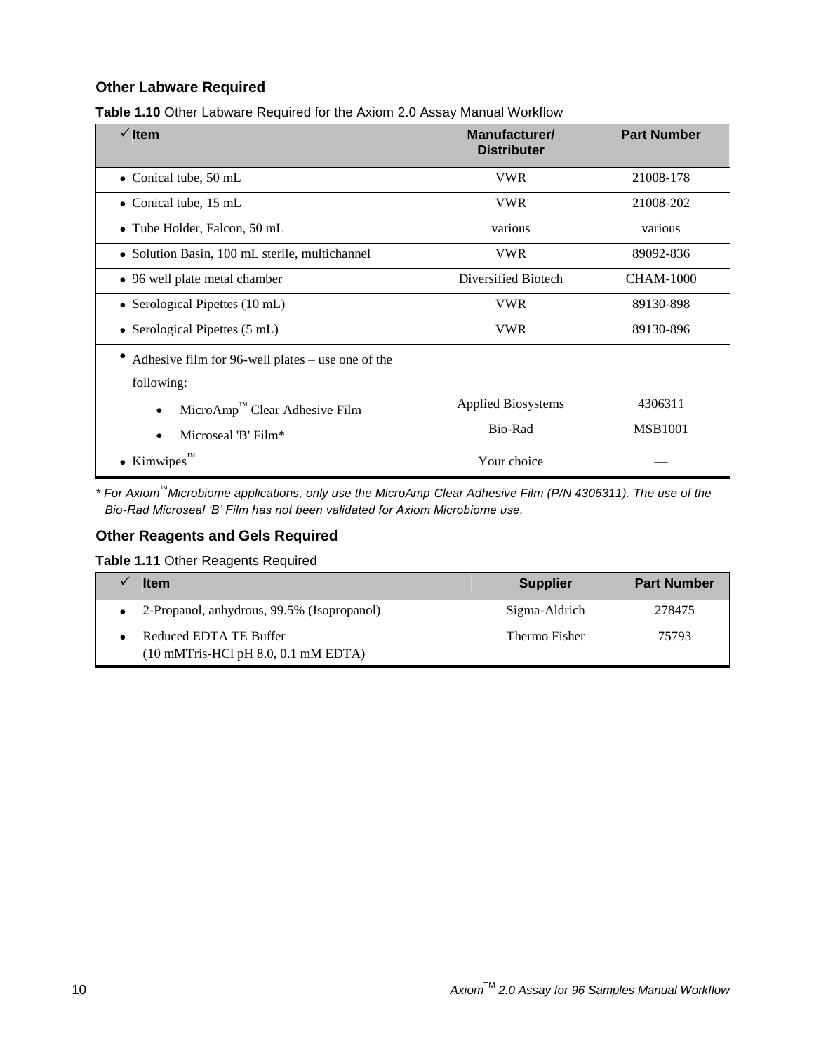### Other Labware Required

**Table 1.10** Other Labware Required for the Axiom 2.0 Assay Manual Workflow

| ✓ Item | Manufacturer/ Distributer | Part Number |
|---|---|---|
| • Conical tube, 50 mL | VWR | 21008-178 |
| • Conical tube, 15 mL | VWR | 21008-202 |
| • Tube Holder, Falcon, 50 mL | various | various |
| • Solution Basin, 100 mL sterile, multichannel | VWR | 89092-836 |
| • 96 well plate metal chamber | Diversified Biotech | CHAM-1000 |
| • Serological Pipettes (10 mL) | VWR | 89130-898 |
| • Serological Pipettes (5 mL) | VWR | 89130-896 |
| • Adhesive film for 96-well plates – use one of the following: | | |
|     • MicroAmp™ Clear Adhesive Film | Applied Biosystems | 4306311 |
|     • Microseal 'B' Film* | Bio-Rad | MSB1001 |
| • Kimwipes™ | Your choice | — |

*\* For Axiom™ Microbiome applications, only use the MicroAmp Clear Adhesive Film (P/N 4306311). The use of the Bio-Rad Microseal 'B' Film has not been validated for Axiom Microbiome use.*

### Other Reagents and Gels Required

**Table 1.11** Other Reagents Required

| ✓ | Item | Supplier | Part Number |
|---|---|---|---|
| • | 2-Propanol, anhydrous, 99.5% (Isopropanol) | Sigma-Aldrich | 278475 |
| • | Reduced EDTA TE Buffer (10 mMTris-HCl pH 8.0, 0.1 mM EDTA) | Thermo Fisher | 75793 |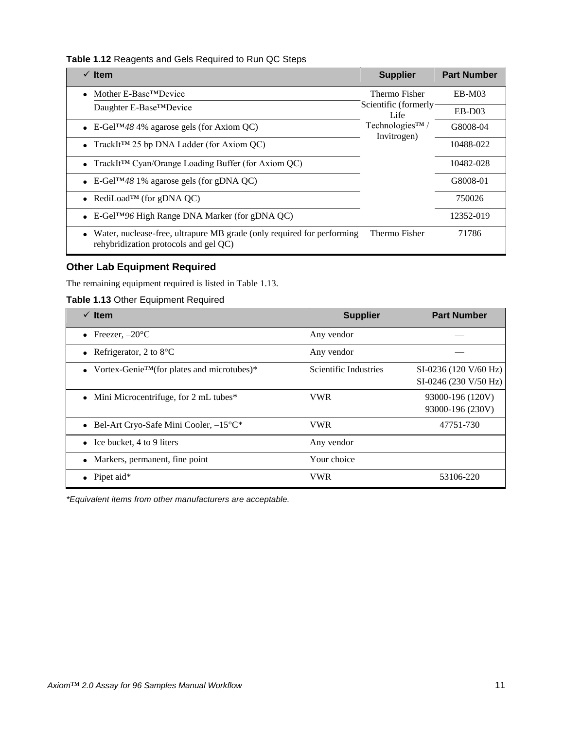**Table 1.12** Reagents and Gels Required to Run QC Steps

| ✓ Item | Supplier | Part Number |
|---|---|---|
| • Mother E-Base™Device | Thermo Fisher Scientific (formerly Life Technologies™ / Invitrogen) | EB-M03 |
| Daughter E-Base™Device | | EB-D03 |
| • E-Gel™*48* 4% agarose gels (for Axiom QC) | | G8008-04 |
| • TrackIt™ 25 bp DNA Ladder (for Axiom QC) | | 10488-022 |
| • TrackIt™ Cyan/Orange Loading Buffer (for Axiom QC) | | 10482-028 |
| • E-Gel™*48* 1% agarose gels (for gDNA QC) | | G8008-01 |
| • RediLoad™ (for gDNA QC) | | 750026 |
| • E-Gel™*96* High Range DNA Marker (for gDNA QC) | | 12352-019 |
| • Water, nuclease-free, ultrapure MB grade (only required for performing rehybridization protocols and gel QC) | Thermo Fisher | 71786 |

### Other Lab Equipment Required

The remaining equipment required is listed in Table 1.13.

**Table 1.13** Other Equipment Required

| ✓ Item | Supplier | Part Number |
|---|---|---|
| • Freezer, –20°C | Any vendor | — |
| • Refrigerator, 2 to 8°C | Any vendor | — |
| • Vortex-Genie™(for plates and microtubes)* | Scientific Industries | SI-0236 (120 V/60 Hz)<br>SI-0246 (230 V/50 Hz) |
| • Mini Microcentrifuge, for 2 mL tubes* | VWR | 93000-196 (120V)<br>93000-196 (230V) |
| • Bel-Art Cryo-Safe Mini Cooler, –15°C* | VWR | 47751-730 |
| • Ice bucket, 4 to 9 liters | Any vendor | — |
| • Markers, permanent, fine point | Your choice | — |
| • Pipet aid* | VWR | 53106-220 |

*\*Equivalent items from other manufacturers are acceptable.*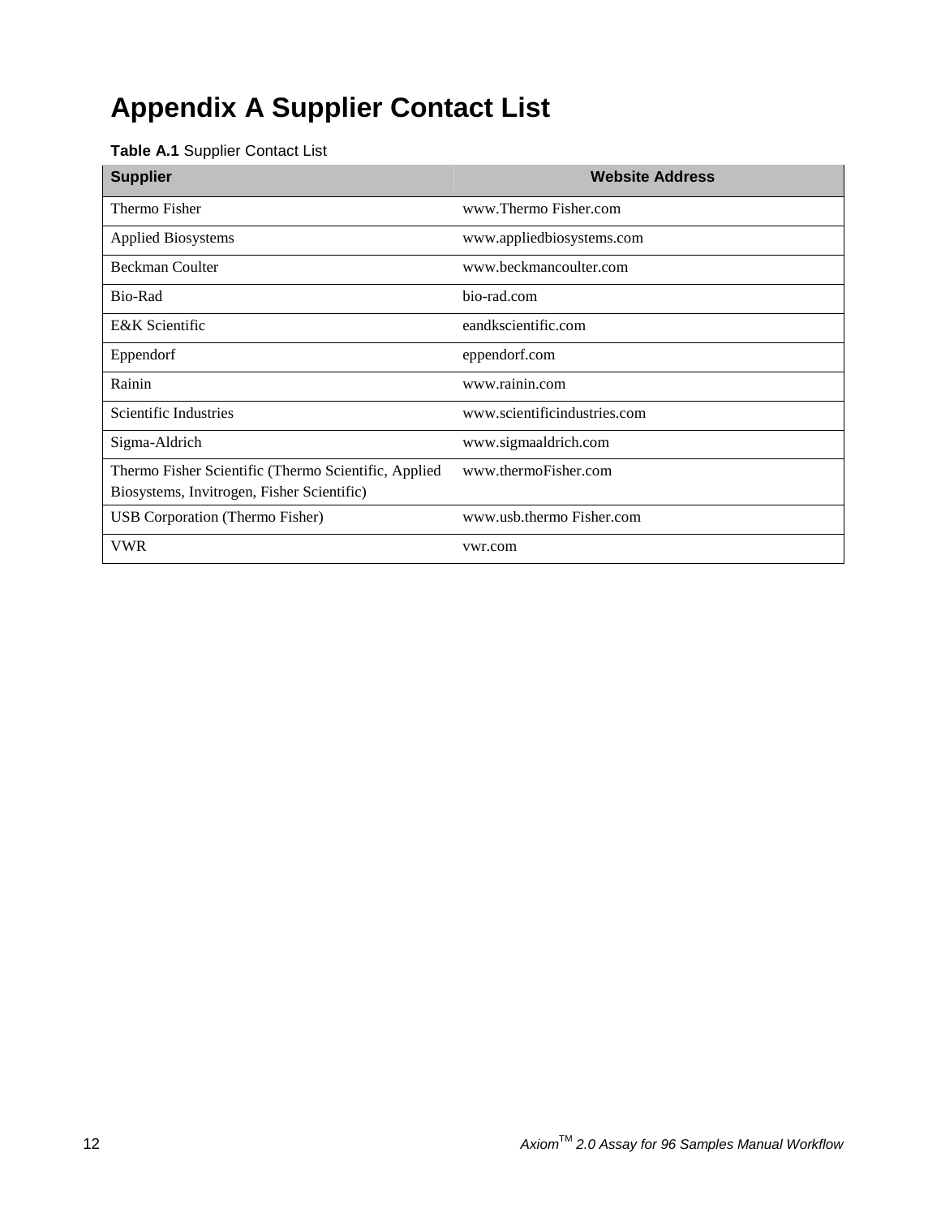# Appendix A Supplier Contact List

**Table A.1** Supplier Contact List

| Supplier | Website Address |
|---|---|
| Thermo Fisher | www.Thermo Fisher.com |
| Applied Biosystems | www.appliedbiosystems.com |
| Beckman Coulter | www.beckmancoulter.com |
| Bio-Rad | bio-rad.com |
| E&K Scientific | eandkscientific.com |
| Eppendorf | eppendorf.com |
| Rainin | www.rainin.com |
| Scientific Industries | www.scientificindustries.com |
| Sigma-Aldrich | www.sigmaaldrich.com |
| Thermo Fisher Scientific (Thermo Scientific, Applied Biosystems, Invitrogen, Fisher Scientific) | www.thermoFisher.com |
| USB Corporation (Thermo Fisher) | www.usb.thermo Fisher.com |
| VWR | vwr.com |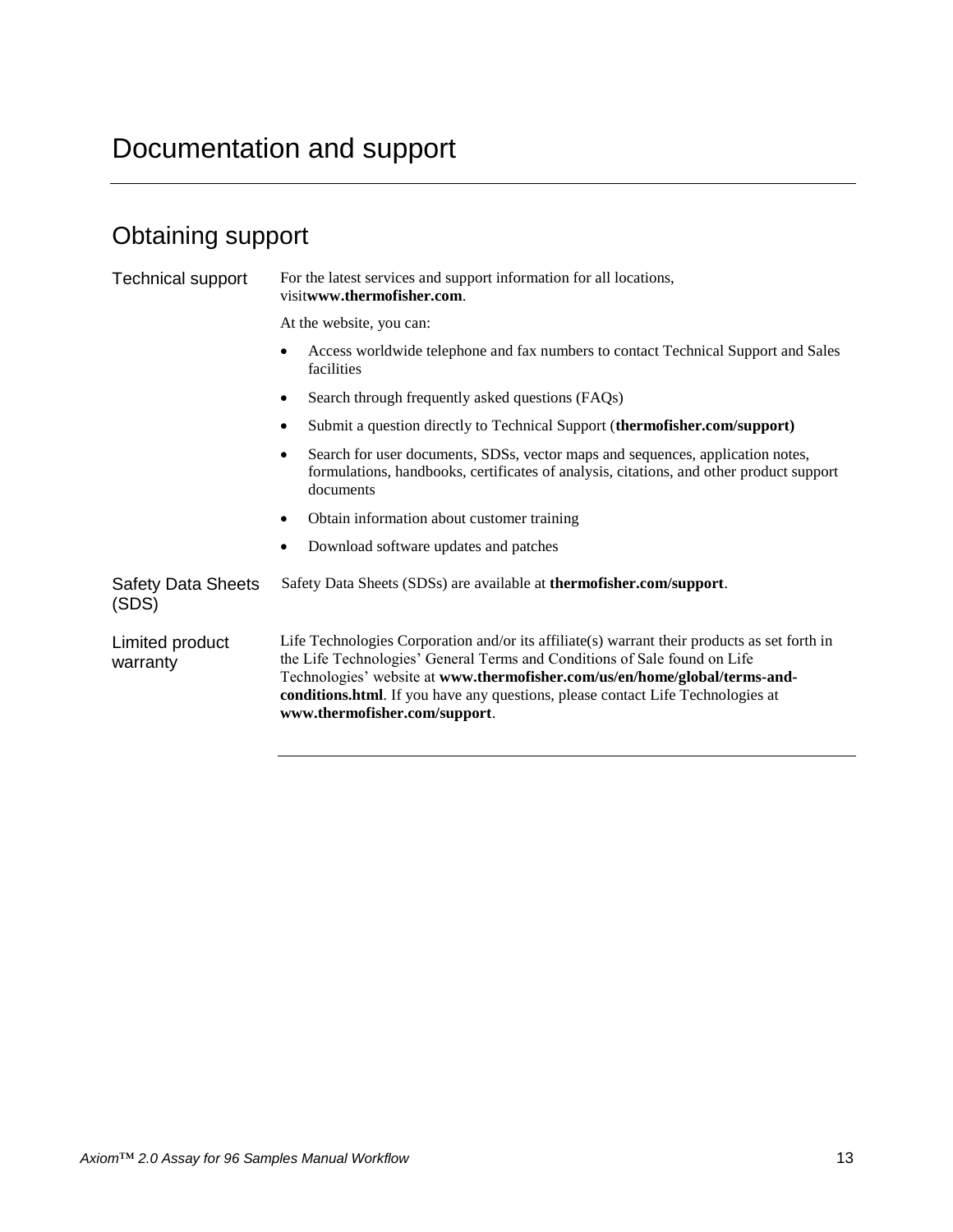# Documentation and support

## Obtaining support

### Technical support

For the latest services and support information for all locations, visit**www.thermofisher.com**.

At the website, you can:

- Access worldwide telephone and fax numbers to contact Technical Support and Sales facilities
- Search through frequently asked questions (FAQs)
- Submit a question directly to Technical Support (**thermofisher.com/support)**
- Search for user documents, SDSs, vector maps and sequences, application notes, formulations, handbooks, certificates of analysis, citations, and other product support documents
- Obtain information about customer training
- Download software updates and patches

### Safety Data Sheets (SDS)

Safety Data Sheets (SDSs) are available at **thermofisher.com/support**.

### Limited product warranty

Life Technologies Corporation and/or its affiliate(s) warrant their products as set forth in the Life Technologies' General Terms and Conditions of Sale found on Life Technologies' website at **www.thermofisher.com/us/en/home/global/terms-and-conditions.html**. If you have any questions, please contact Life Technologies at **www.thermofisher.com/support**.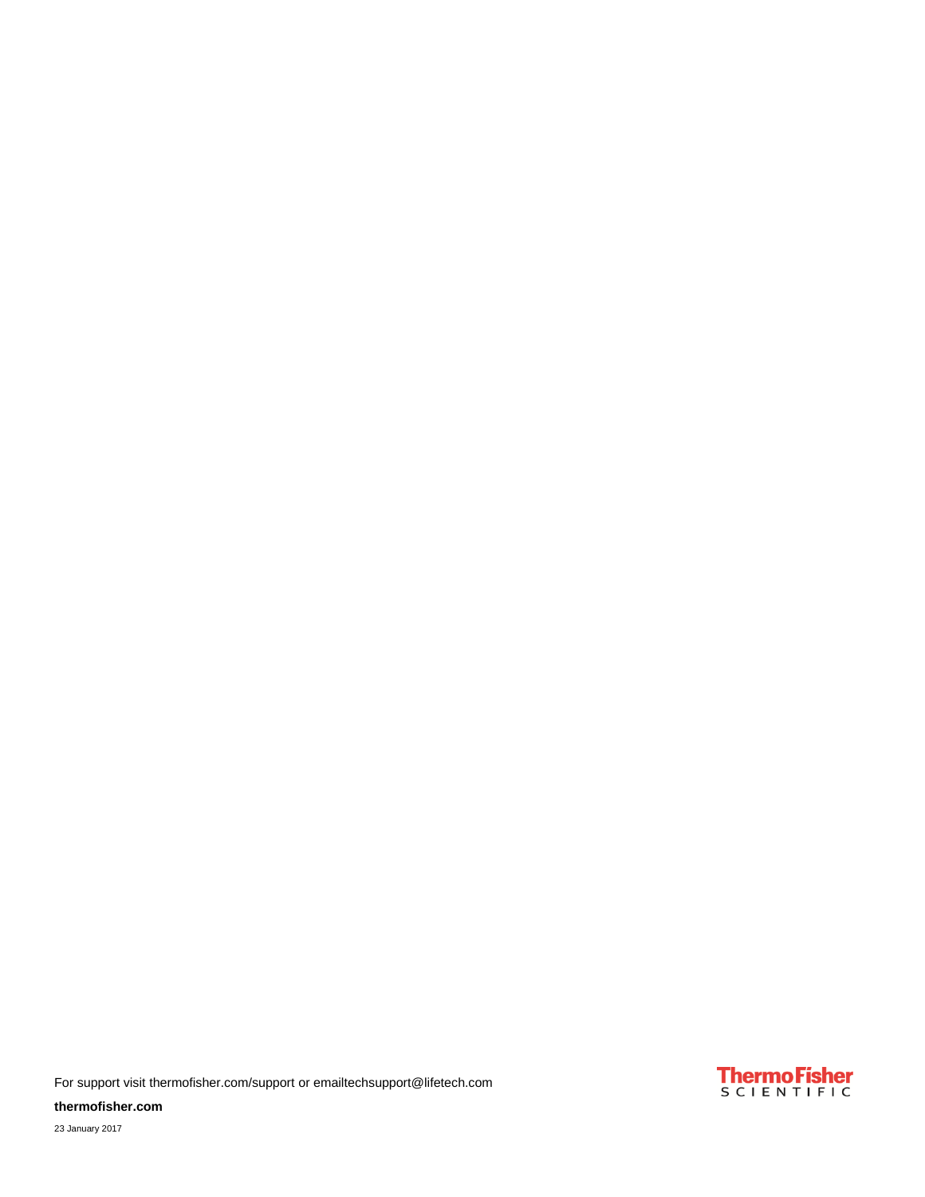For support visit thermofisher.com/support or emailtechsupport@lifetech.com

**thermofisher.com**

23 January 2017

ThermoFisher SCIENTIFIC